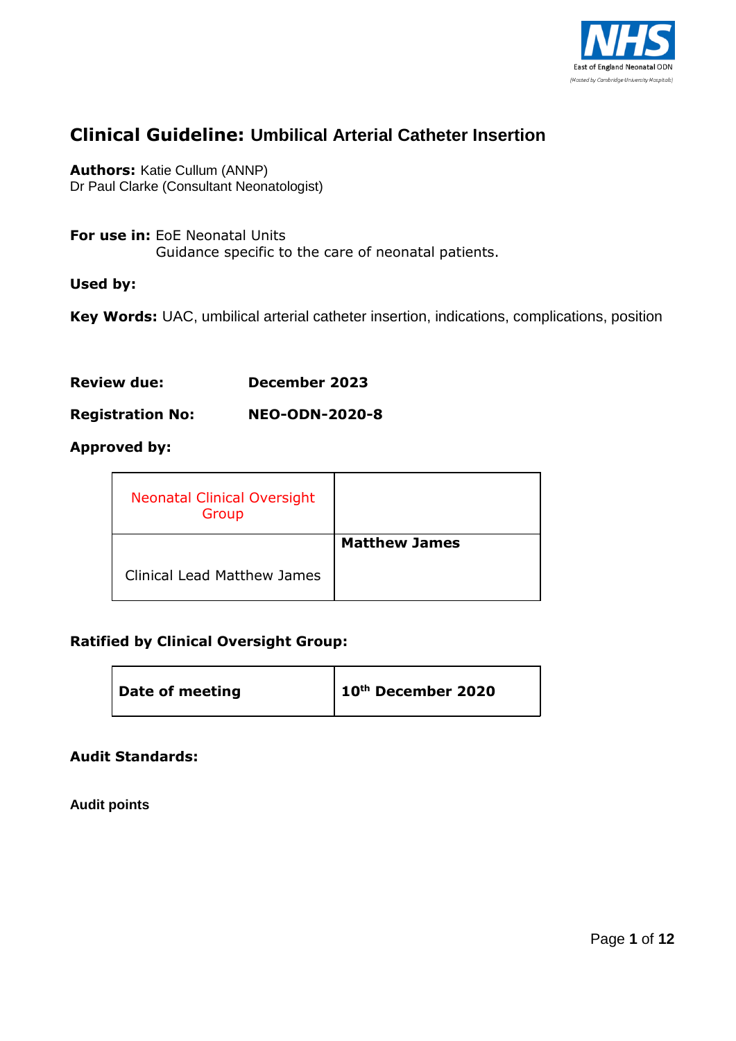NHS East of England Neonatal ODN (Hosted by Cambridge University Hospitals)

# Clinical Guideline: Umbilical Arterial Catheter Insertion

**Authors:** Katie Cullum (ANNP)
Dr Paul Clarke (Consultant Neonatologist)

**For use in:** EoE Neonatal Units
Guidance specific to the care of neonatal patients.

**Used by:**

**Key Words:** UAC, umbilical arterial catheter insertion, indications, complications, position

**Review due:** December 2023

**Registration No:** NEO-ODN-2020-8

**Approved by:**

| Neonatal Clinical Oversight Group | |
|---|---|
| Clinical Lead Matthew James | **Matthew James** |

**Ratified by Clinical Oversight Group:**

| **Date of meeting** | **10th December 2020** |
|---|---|

**Audit Standards:**

**Audit points**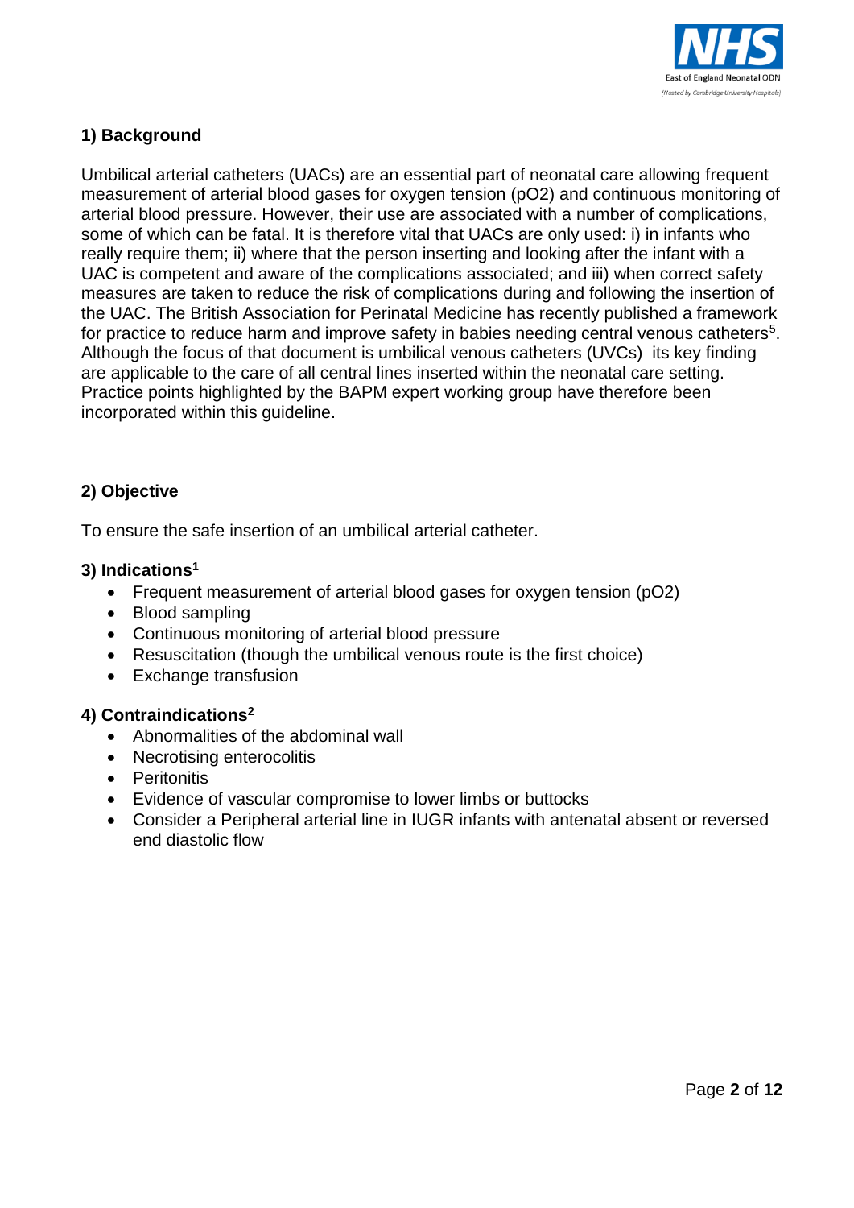## 1) Background

Umbilical arterial catheters (UACs) are an essential part of neonatal care allowing frequent measurement of arterial blood gases for oxygen tension (pO2) and continuous monitoring of arterial blood pressure. However, their use are associated with a number of complications, some of which can be fatal. It is therefore vital that UACs are only used: i) in infants who really require them; ii) where that the person inserting and looking after the infant with a UAC is competent and aware of the complications associated; and iii) when correct safety measures are taken to reduce the risk of complications during and following the insertion of the UAC. The British Association for Perinatal Medicine has recently published a framework for practice to reduce harm and improve safety in babies needing central venous catheters[5]. Although the focus of that document is umbilical venous catheters (UVCs) its key finding are applicable to the care of all central lines inserted within the neonatal care setting. Practice points highlighted by the BAPM expert working group have therefore been incorporated within this guideline.

## 2) Objective

To ensure the safe insertion of an umbilical arterial catheter.

## 3) Indications[1]

- Frequent measurement of arterial blood gases for oxygen tension (pO2)
- Blood sampling
- Continuous monitoring of arterial blood pressure
- Resuscitation (though the umbilical venous route is the first choice)
- Exchange transfusion

## 4) Contraindications[2]

- Abnormalities of the abdominal wall
- Necrotising enterocolitis
- Peritonitis
- Evidence of vascular compromise to lower limbs or buttocks
- Consider a Peripheral arterial line in IUGR infants with antenatal absent or reversed end diastolic flow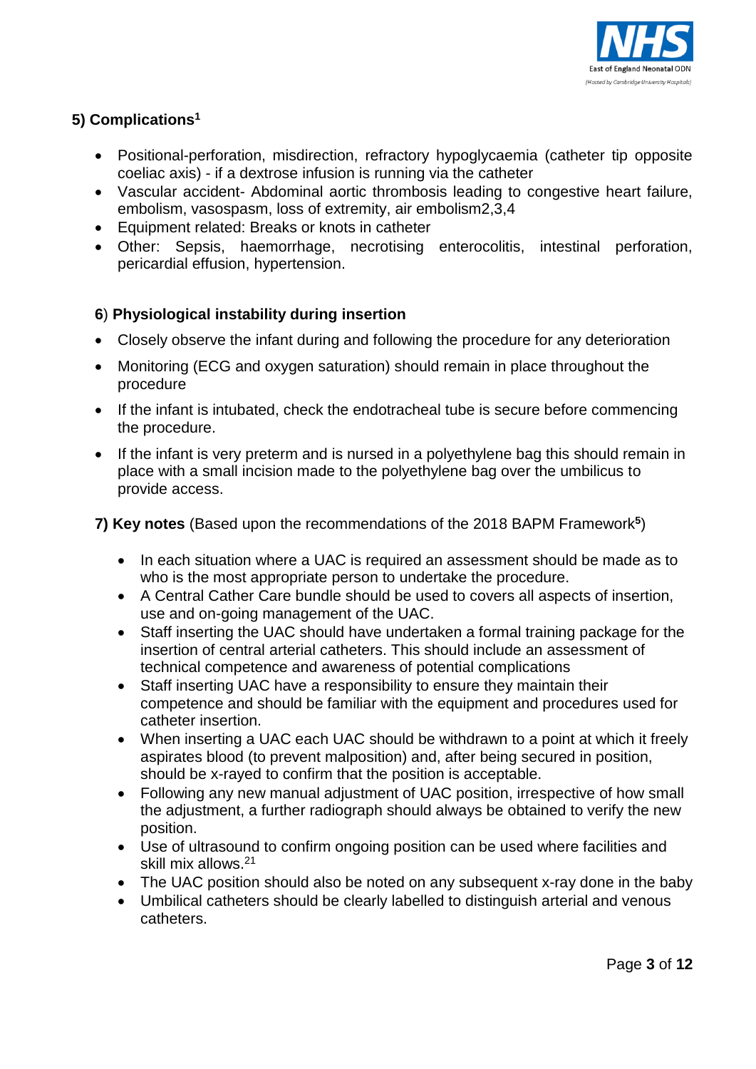## 5) Complications[1]

- Positional-perforation, misdirection, refractory hypoglycaemia (catheter tip opposite coeliac axis) - if a dextrose infusion is running via the catheter
- Vascular accident- Abdominal aortic thrombosis leading to congestive heart failure, embolism, vasospasm, loss of extremity, air embolism2,3,4
- Equipment related: Breaks or knots in catheter
- Other: Sepsis, haemorrhage, necrotising enterocolitis, intestinal perforation, pericardial effusion, hypertension.

## 6) Physiological instability during insertion

- Closely observe the infant during and following the procedure for any deterioration
- Monitoring (ECG and oxygen saturation) should remain in place throughout the procedure
- If the infant is intubated, check the endotracheal tube is secure before commencing the procedure.
- If the infant is very preterm and is nursed in a polyethylene bag this should remain in place with a small incision made to the polyethylene bag over the umbilicus to provide access.

**7) Key notes** (Based upon the recommendations of the 2018 BAPM Framework[5])

- In each situation where a UAC is required an assessment should be made as to who is the most appropriate person to undertake the procedure.
- A Central Cather Care bundle should be used to covers all aspects of insertion, use and on-going management of the UAC.
- Staff inserting the UAC should have undertaken a formal training package for the insertion of central arterial catheters. This should include an assessment of technical competence and awareness of potential complications
- Staff inserting UAC have a responsibility to ensure they maintain their competence and should be familiar with the equipment and procedures used for catheter insertion.
- When inserting a UAC each UAC should be withdrawn to a point at which it freely aspirates blood (to prevent malposition) and, after being secured in position, should be x-rayed to confirm that the position is acceptable.
- Following any new manual adjustment of UAC position, irrespective of how small the adjustment, a further radiograph should always be obtained to verify the new position.
- Use of ultrasound to confirm ongoing position can be used where facilities and skill mix allows.[21]
- The UAC position should also be noted on any subsequent x-ray done in the baby
- Umbilical catheters should be clearly labelled to distinguish arterial and venous catheters.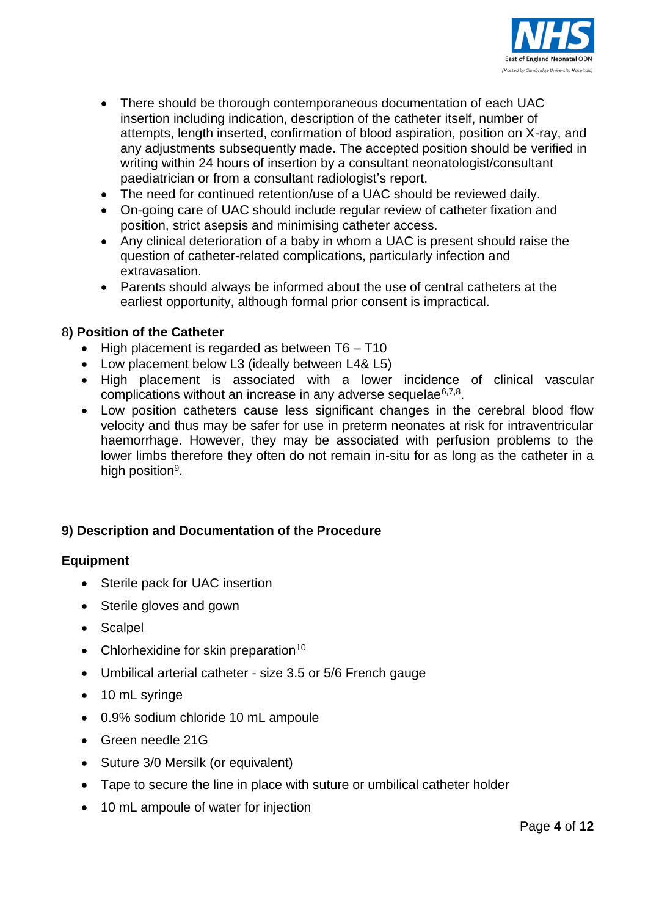- There should be thorough contemporaneous documentation of each UAC insertion including indication, description of the catheter itself, number of attempts, length inserted, confirmation of blood aspiration, position on X-ray, and any adjustments subsequently made. The accepted position should be verified in writing within 24 hours of insertion by a consultant neonatologist/consultant paediatrician or from a consultant radiologist's report.
- The need for continued retention/use of a UAC should be reviewed daily.
- On-going care of UAC should include regular review of catheter fixation and position, strict asepsis and minimising catheter access.
- Any clinical deterioration of a baby in whom a UAC is present should raise the question of catheter-related complications, particularly infection and extravasation.
- Parents should always be informed about the use of central catheters at the earliest opportunity, although formal prior consent is impractical.

## 8) Position of the Catheter

- High placement is regarded as between T6 – T10
- Low placement below L3 (ideally between L4& L5)
- High placement is associated with a lower incidence of clinical vascular complications without an increase in any adverse sequelae[6,7,8].
- Low position catheters cause less significant changes in the cerebral blood flow velocity and thus may be safer for use in preterm neonates at risk for intraventricular haemorrhage. However, they may be associated with perfusion problems to the lower limbs therefore they often do not remain in-situ for as long as the catheter in a high position[9].

## 9) Description and Documentation of the Procedure

### Equipment

- Sterile pack for UAC insertion
- Sterile gloves and gown
- Scalpel
- Chlorhexidine for skin preparation[10]
- Umbilical arterial catheter - size 3.5 or 5/6 French gauge
- 10 mL syringe
- 0.9% sodium chloride 10 mL ampoule
- Green needle 21G
- Suture 3/0 Mersilk (or equivalent)
- Tape to secure the line in place with suture or umbilical catheter holder
- 10 mL ampoule of water for injection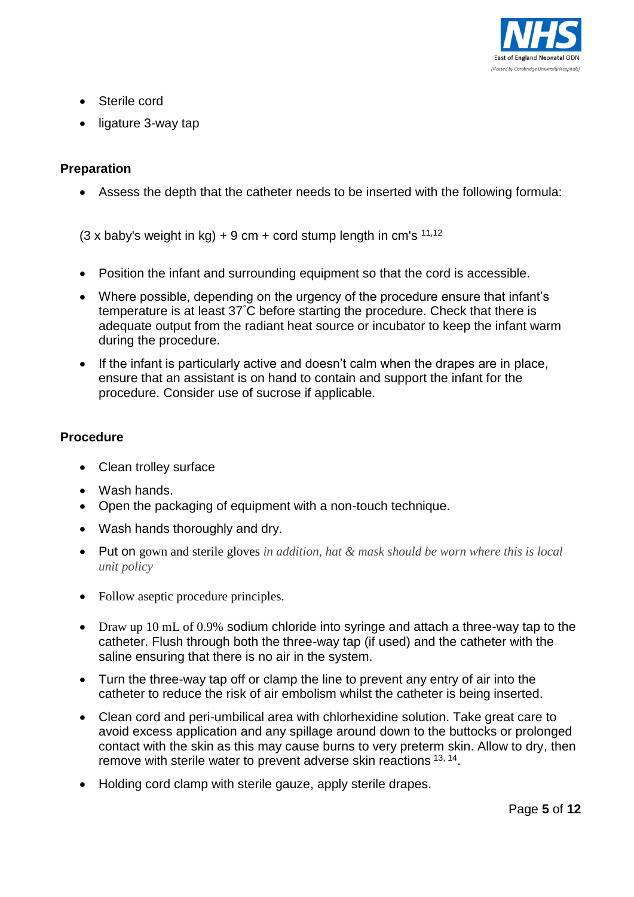- Sterile cord
- ligature 3-way tap

**Preparation**

- Assess the depth that the catheter needs to be inserted with the following formula:

(3 x baby's weight in kg) + 9 cm + cord stump length in cm's [11,12]

- Position the infant and surrounding equipment so that the cord is accessible.
- Where possible, depending on the urgency of the procedure ensure that infant's temperature is at least 37˚C before starting the procedure. Check that there is adequate output from the radiant heat source or incubator to keep the infant warm during the procedure.
- If the infant is particularly active and doesn't calm when the drapes are in place, ensure that an assistant is on hand to contain and support the infant for the procedure. Consider use of sucrose if applicable.

**Procedure**

- Clean trolley surface
- Wash hands.
- Open the packaging of equipment with a non-touch technique.
- Wash hands thoroughly and dry.
- Put on gown and sterile gloves *in addition, hat & mask should be worn where this is local unit policy*
- Follow aseptic procedure principles.
- Draw up 10 mL of 0.9% sodium chloride into syringe and attach a three-way tap to the catheter. Flush through both the three-way tap (if used) and the catheter with the saline ensuring that there is no air in the system.
- Turn the three-way tap off or clamp the line to prevent any entry of air into the catheter to reduce the risk of air embolism whilst the catheter is being inserted.
- Clean cord and peri-umbilical area with chlorhexidine solution. Take great care to avoid excess application and any spillage around down to the buttocks or prolonged contact with the skin as this may cause burns to very preterm skin. Allow to dry, then remove with sterile water to prevent adverse skin reactions [13, 14].
- Holding cord clamp with sterile gauze, apply sterile drapes.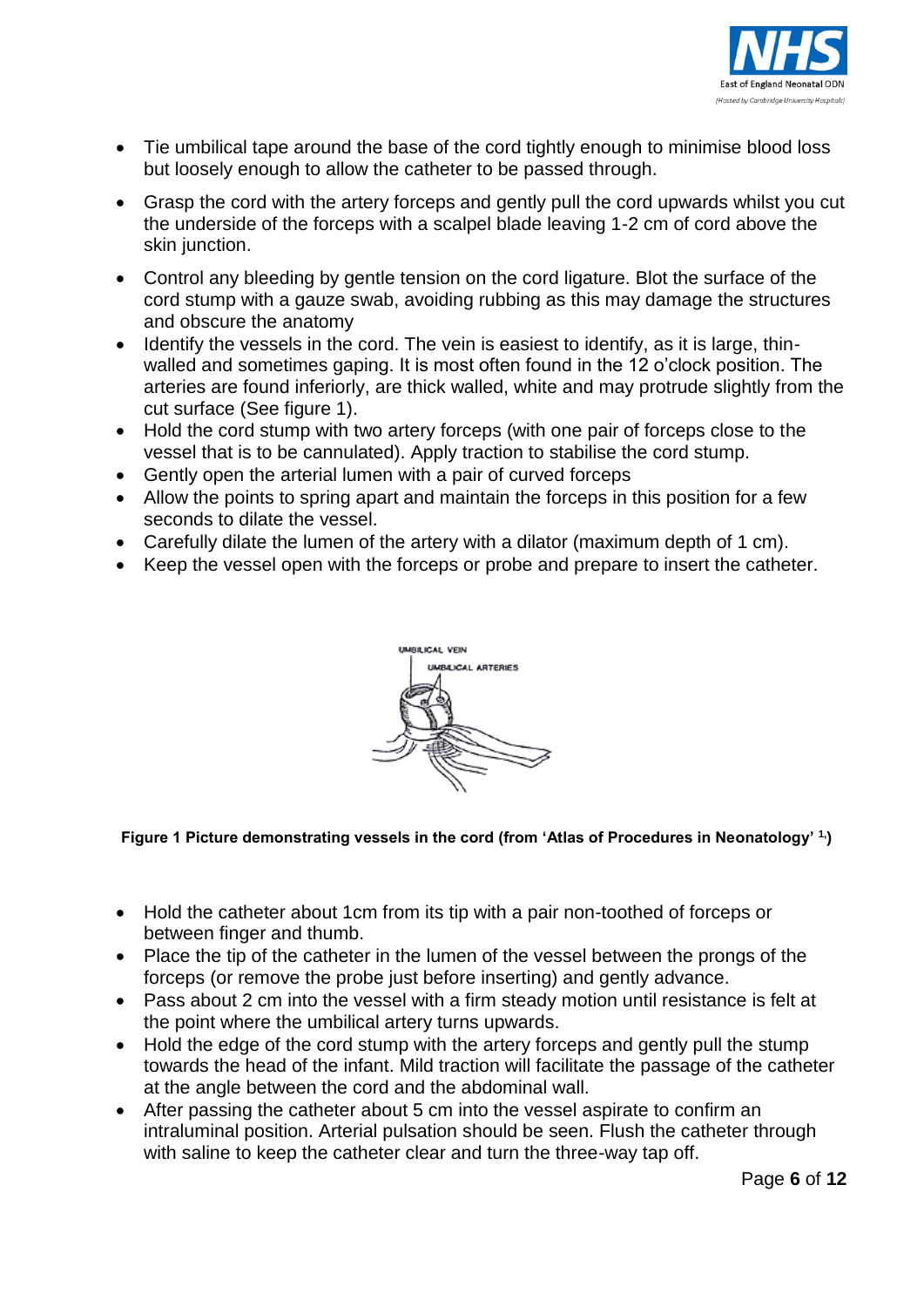- Tie umbilical tape around the base of the cord tightly enough to minimise blood loss but loosely enough to allow the catheter to be passed through.
- Grasp the cord with the artery forceps and gently pull the cord upwards whilst you cut the underside of the forceps with a scalpel blade leaving 1-2 cm of cord above the skin junction.
- Control any bleeding by gentle tension on the cord ligature. Blot the surface of the cord stump with a gauze swab, avoiding rubbing as this may damage the structures and obscure the anatomy
- Identify the vessels in the cord. The vein is easiest to identify, as it is large, thin-walled and sometimes gaping. It is most often found in the 12 o'clock position. The arteries are found inferiorly, are thick walled, white and may protrude slightly from the cut surface (See figure 1).
- Hold the cord stump with two artery forceps (with one pair of forceps close to the vessel that is to be cannulated). Apply traction to stabilise the cord stump.
- Gently open the arterial lumen with a pair of curved forceps
- Allow the points to spring apart and maintain the forceps in this position for a few seconds to dilate the vessel.
- Carefully dilate the lumen of the artery with a dilator (maximum depth of 1 cm).
- Keep the vessel open with the forceps or probe and prepare to insert the catheter.

UMBILICAL VEIN

UMBILICAL ARTERIES

**Figure 1 Picture demonstrating vessels in the cord (from 'Atlas of Procedures in Neonatology' [1])**

- Hold the catheter about 1cm from its tip with a pair non-toothed of forceps or between finger and thumb.
- Place the tip of the catheter in the lumen of the vessel between the prongs of the forceps (or remove the probe just before inserting) and gently advance.
- Pass about 2 cm into the vessel with a firm steady motion until resistance is felt at the point where the umbilical artery turns upwards.
- Hold the edge of the cord stump with the artery forceps and gently pull the stump towards the head of the infant. Mild traction will facilitate the passage of the catheter at the angle between the cord and the abdominal wall.
- After passing the catheter about 5 cm into the vessel aspirate to confirm an intraluminal position. Arterial pulsation should be seen. Flush the catheter through with saline to keep the catheter clear and turn the three-way tap off.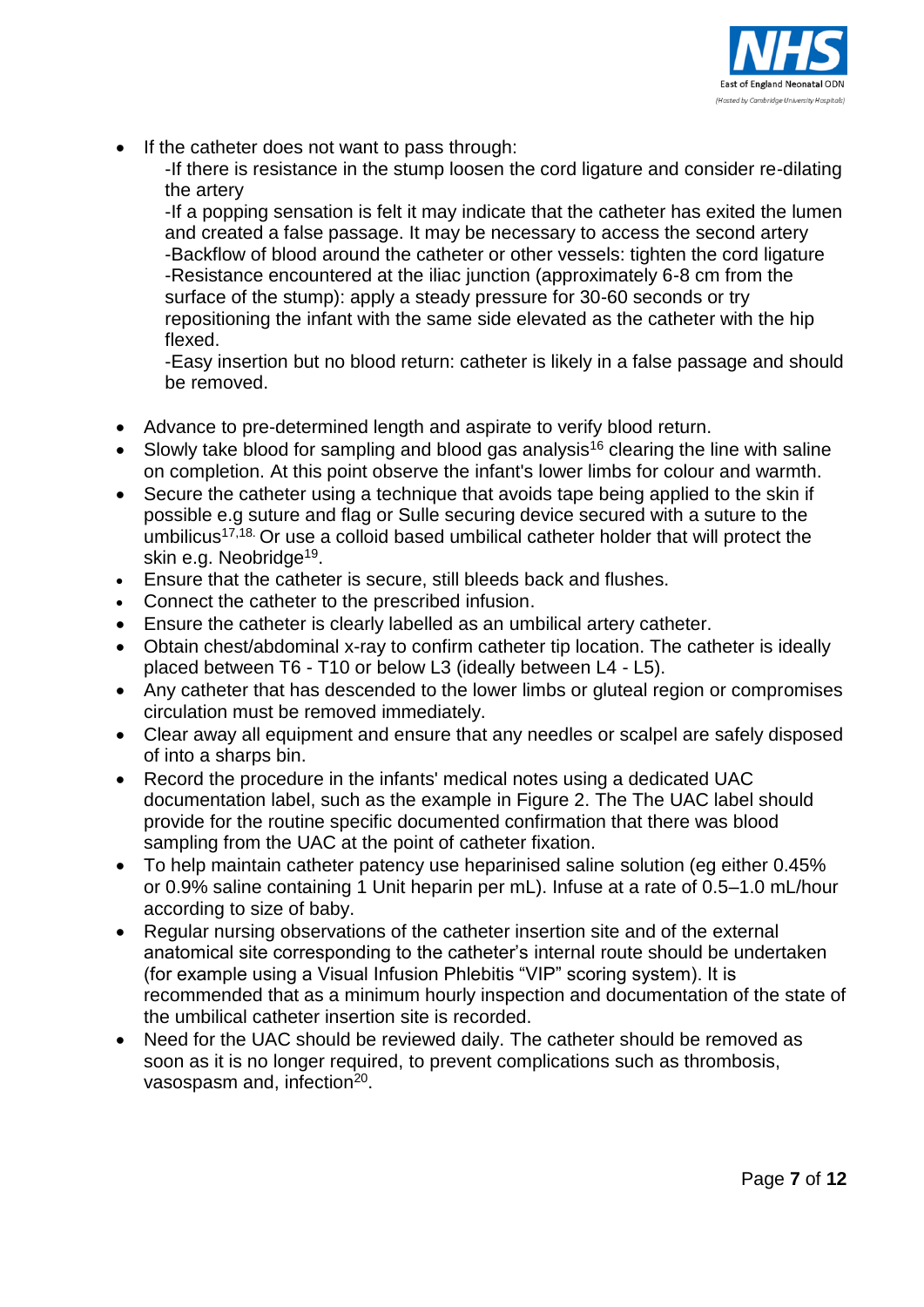- If the catheter does not want to pass through:
  -If there is resistance in the stump loosen the cord ligature and consider re-dilating the artery
  -If a popping sensation is felt it may indicate that the catheter has exited the lumen and created a false passage. It may be necessary to access the second artery
  -Backflow of blood around the catheter or other vessels: tighten the cord ligature
  -Resistance encountered at the iliac junction (approximately 6-8 cm from the surface of the stump): apply a steady pressure for 30-60 seconds or try repositioning the infant with the same side elevated as the catheter with the hip flexed.
  -Easy insertion but no blood return: catheter is likely in a false passage and should be removed.

- Advance to pre-determined length and aspirate to verify blood return.
- Slowly take blood for sampling and blood gas analysis[16] clearing the line with saline on completion. At this point observe the infant's lower limbs for colour and warmth.
- Secure the catheter using a technique that avoids tape being applied to the skin if possible e.g suture and flag or Sulle securing device secured with a suture to the umbilicus[17,18.] Or use a colloid based umbilical catheter holder that will protect the skin e.g. Neobridge[19].
- Ensure that the catheter is secure, still bleeds back and flushes.
- Connect the catheter to the prescribed infusion.
- Ensure the catheter is clearly labelled as an umbilical artery catheter.
- Obtain chest/abdominal x-ray to confirm catheter tip location. The catheter is ideally placed between T6 - T10 or below L3 (ideally between L4 - L5).
- Any catheter that has descended to the lower limbs or gluteal region or compromises circulation must be removed immediately.
- Clear away all equipment and ensure that any needles or scalpel are safely disposed of into a sharps bin.
- Record the procedure in the infants' medical notes using a dedicated UAC documentation label, such as the example in Figure 2. The The UAC label should provide for the routine specific documented confirmation that there was blood sampling from the UAC at the point of catheter fixation.
- To help maintain catheter patency use heparinised saline solution (eg either 0.45% or 0.9% saline containing 1 Unit heparin per mL). Infuse at a rate of 0.5–1.0 mL/hour according to size of baby.
- Regular nursing observations of the catheter insertion site and of the external anatomical site corresponding to the catheter's internal route should be undertaken (for example using a Visual Infusion Phlebitis "VIP" scoring system). It is recommended that as a minimum hourly inspection and documentation of the state of the umbilical catheter insertion site is recorded.
- Need for the UAC should be reviewed daily. The catheter should be removed as soon as it is no longer required, to prevent complications such as thrombosis, vasospasm and, infection[20].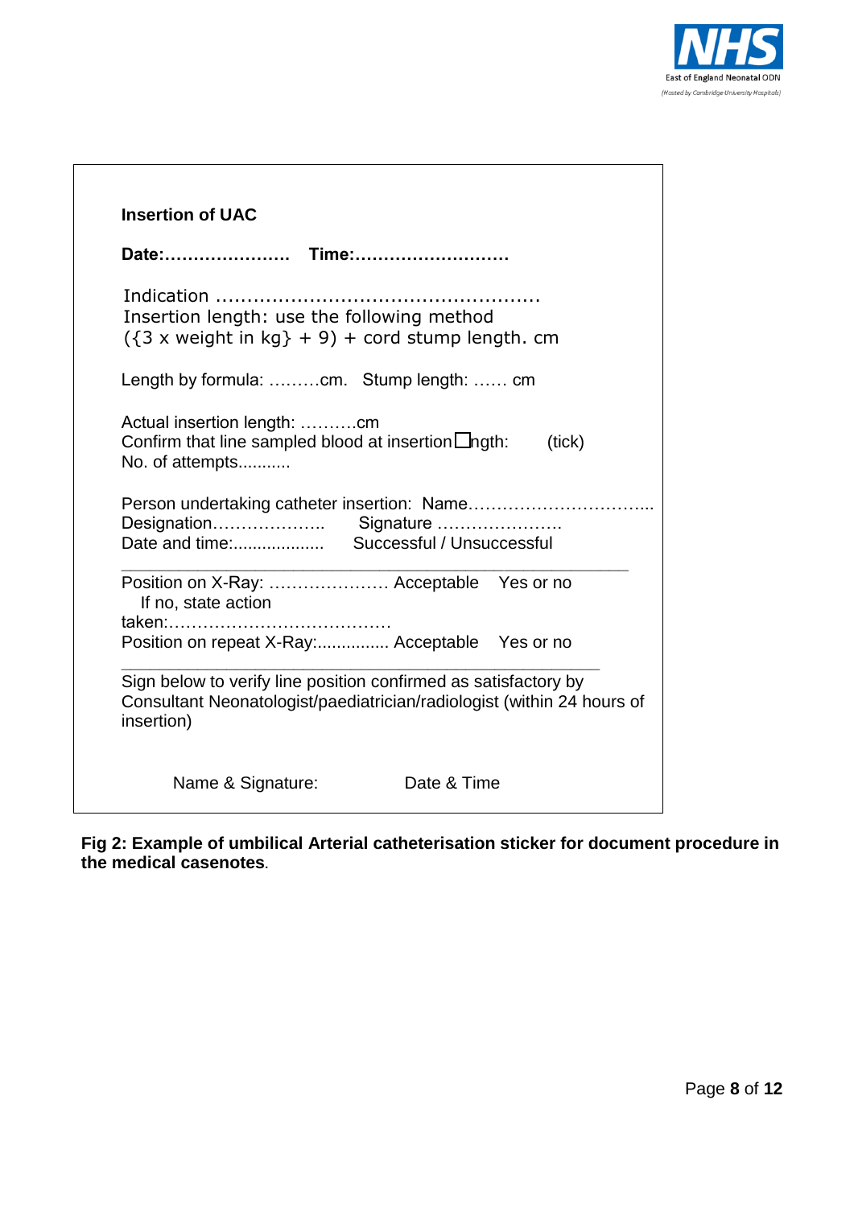**Insertion of UAC**

**Date:…………………. Time:………………………**

Indication ……………………………………………
Insertion length: use the following method
({3 x weight in kg} + 9) + cord stump length. cm

Length by formula: ………cm. Stump length: …… cm

Actual insertion length: ……….cm
Confirm that line sampled blood at insertion ☐ngth: (tick)
No. of attempts...........

Person undertaking catheter insertion: Name…………………………...
Designation……………….. Signature ………………….
Date and time:................... Successful / Unsuccessful

---

Position on X-Ray: ………………… Acceptable Yes or no
If no, state action taken:…………………………………
Position on repeat X-Ray:............... Acceptable Yes or no

---

Sign below to verify line position confirmed as satisfactory by Consultant Neonatologist/paediatrician/radiologist (within 24 hours of insertion)

Name & Signature: Date & Time

**Fig 2: Example of umbilical Arterial catheterisation sticker for document procedure in the medical casenotes**.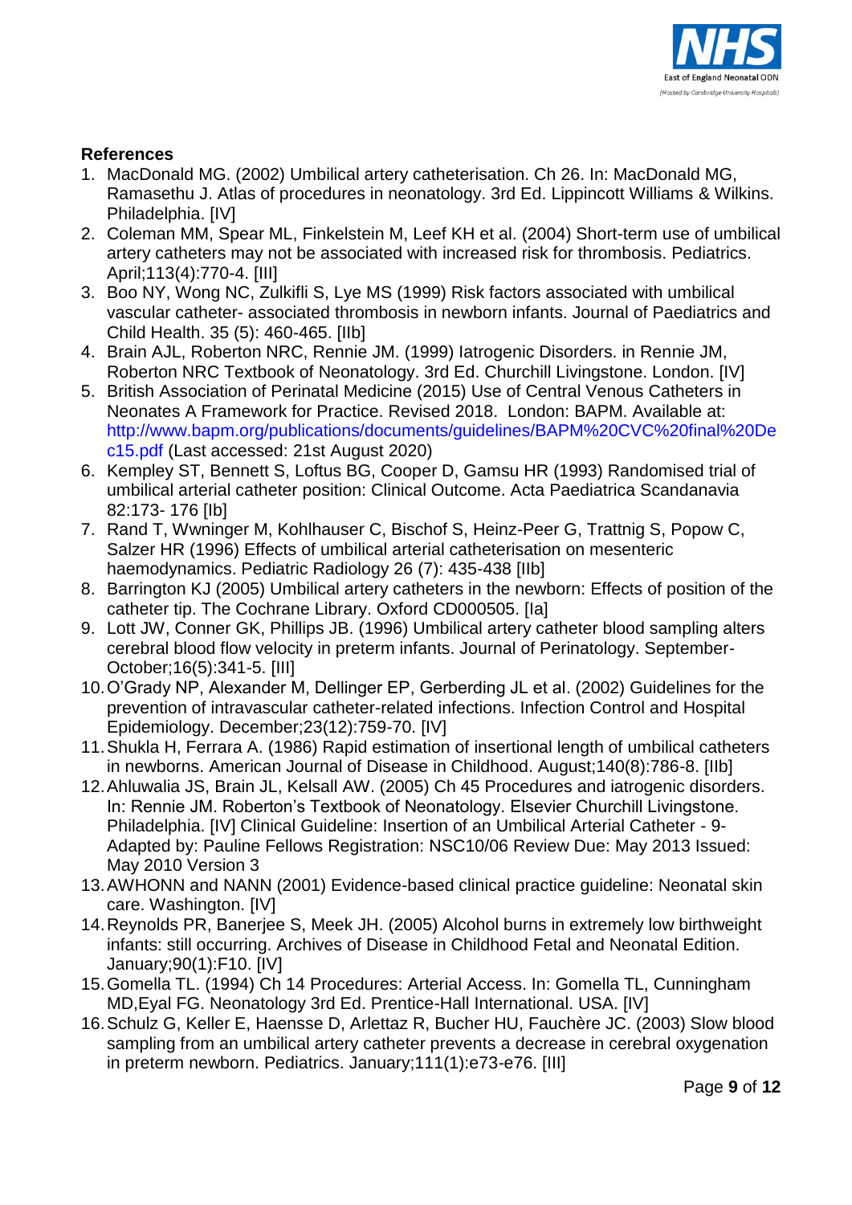**References**

1. MacDonald MG. (2002) Umbilical artery catheterisation. Ch 26. In: MacDonald MG, Ramasethu J. Atlas of procedures in neonatology. 3rd Ed. Lippincott Williams & Wilkins. Philadelphia. [IV]
2. Coleman MM, Spear ML, Finkelstein M, Leef KH et al. (2004) Short-term use of umbilical artery catheters may not be associated with increased risk for thrombosis. Pediatrics. April;113(4):770-4. [III]
3. Boo NY, Wong NC, Zulkifli S, Lye MS (1999) Risk factors associated with umbilical vascular catheter- associated thrombosis in newborn infants. Journal of Paediatrics and Child Health. 35 (5): 460-465. [IIb]
4. Brain AJL, Roberton NRC, Rennie JM. (1999) Iatrogenic Disorders. in Rennie JM, Roberton NRC Textbook of Neonatology. 3rd Ed. Churchill Livingstone. London. [IV]
5. British Association of Perinatal Medicine (2015) Use of Central Venous Catheters in Neonates A Framework for Practice. Revised 2018. London: BAPM. Available at: http://www.bapm.org/publications/documents/guidelines/BAPM%20CVC%20final%20Dec15.pdf (Last accessed: 21st August 2020)
6. Kempley ST, Bennett S, Loftus BG, Cooper D, Gamsu HR (1993) Randomised trial of umbilical arterial catheter position: Clinical Outcome. Acta Paediatrica Scandanavia 82:173- 176 [Ib]
7. Rand T, Wwninger M, Kohlhauser C, Bischof S, Heinz-Peer G, Trattnig S, Popow C, Salzer HR (1996) Effects of umbilical arterial catheterisation on mesenteric haemodynamics. Pediatric Radiology 26 (7): 435-438 [IIb]
8. Barrington KJ (2005) Umbilical artery catheters in the newborn: Effects of position of the catheter tip. The Cochrane Library. Oxford CD000505. [Ia]
9. Lott JW, Conner GK, Phillips JB. (1996) Umbilical artery catheter blood sampling alters cerebral blood flow velocity in preterm infants. Journal of Perinatology. September-October;16(5):341-5. [III]
10. O'Grady NP, Alexander M, Dellinger EP, Gerberding JL et al. (2002) Guidelines for the prevention of intravascular catheter-related infections. Infection Control and Hospital Epidemiology. December;23(12):759-70. [IV]
11. Shukla H, Ferrara A. (1986) Rapid estimation of insertional length of umbilical catheters in newborns. American Journal of Disease in Childhood. August;140(8):786-8. [IIb]
12. Ahluwalia JS, Brain JL, Kelsall AW. (2005) Ch 45 Procedures and iatrogenic disorders. In: Rennie JM. Roberton's Textbook of Neonatology. Elsevier Churchill Livingstone. Philadelphia. [IV] Clinical Guideline: Insertion of an Umbilical Arterial Catheter - 9- Adapted by: Pauline Fellows Registration: NSC10/06 Review Due: May 2013 Issued: May 2010 Version 3
13. AWHONN and NANN (2001) Evidence-based clinical practice guideline: Neonatal skin care. Washington. [IV]
14. Reynolds PR, Banerjee S, Meek JH. (2005) Alcohol burns in extremely low birthweight infants: still occurring. Archives of Disease in Childhood Fetal and Neonatal Edition. January;90(1):F10. [IV]
15. Gomella TL. (1994) Ch 14 Procedures: Arterial Access. In: Gomella TL, Cunningham MD,Eyal FG. Neonatology 3rd Ed. Prentice-Hall International. USA. [IV]
16. Schulz G, Keller E, Haensse D, Arlettaz R, Bucher HU, Fauchère JC. (2003) Slow blood sampling from an umbilical artery catheter prevents a decrease in cerebral oxygenation in preterm newborn. Pediatrics. January;111(1):e73-e76. [III]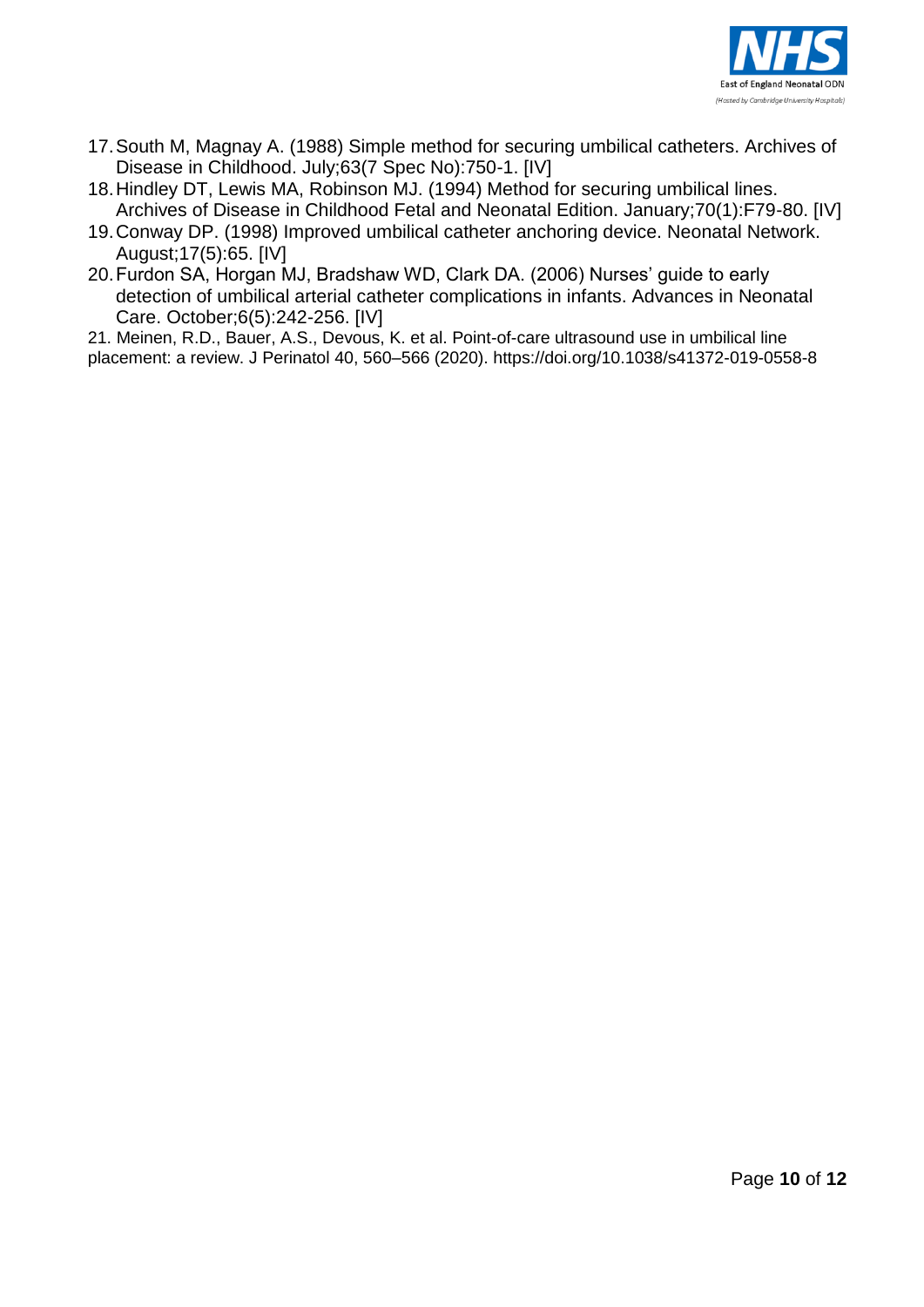17. South M, Magnay A. (1988) Simple method for securing umbilical catheters. Archives of Disease in Childhood. July;63(7 Spec No):750-1. [IV]
18. Hindley DT, Lewis MA, Robinson MJ. (1994) Method for securing umbilical lines. Archives of Disease in Childhood Fetal and Neonatal Edition. January;70(1):F79-80. [IV]
19. Conway DP. (1998) Improved umbilical catheter anchoring device. Neonatal Network. August;17(5):65. [IV]
20. Furdon SA, Horgan MJ, Bradshaw WD, Clark DA. (2006) Nurses' guide to early detection of umbilical arterial catheter complications in infants. Advances in Neonatal Care. October;6(5):242-256. [IV]
21. Meinen, R.D., Bauer, A.S., Devous, K. et al. Point-of-care ultrasound use in umbilical line placement: a review. J Perinatol 40, 560–566 (2020). https://doi.org/10.1038/s41372-019-0558-8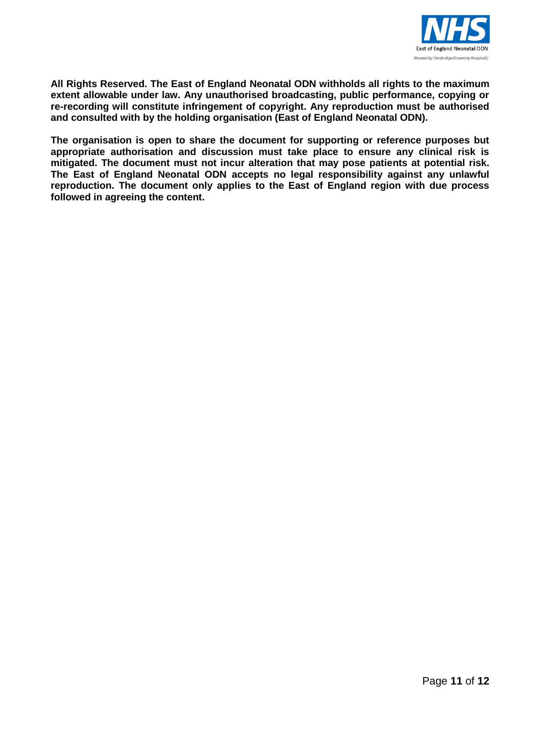**All Rights Reserved. The East of England Neonatal ODN withholds all rights to the maximum extent allowable under law. Any unauthorised broadcasting, public performance, copying or re-recording will constitute infringement of copyright. Any reproduction must be authorised and consulted with by the holding organisation (East of England Neonatal ODN).**

**The organisation is open to share the document for supporting or reference purposes but appropriate authorisation and discussion must take place to ensure any clinical risk is mitigated. The document must not incur alteration that may pose patients at potential risk. The East of England Neonatal ODN accepts no legal responsibility against any unlawful reproduction. The document only applies to the East of England region with due process followed in agreeing the content.**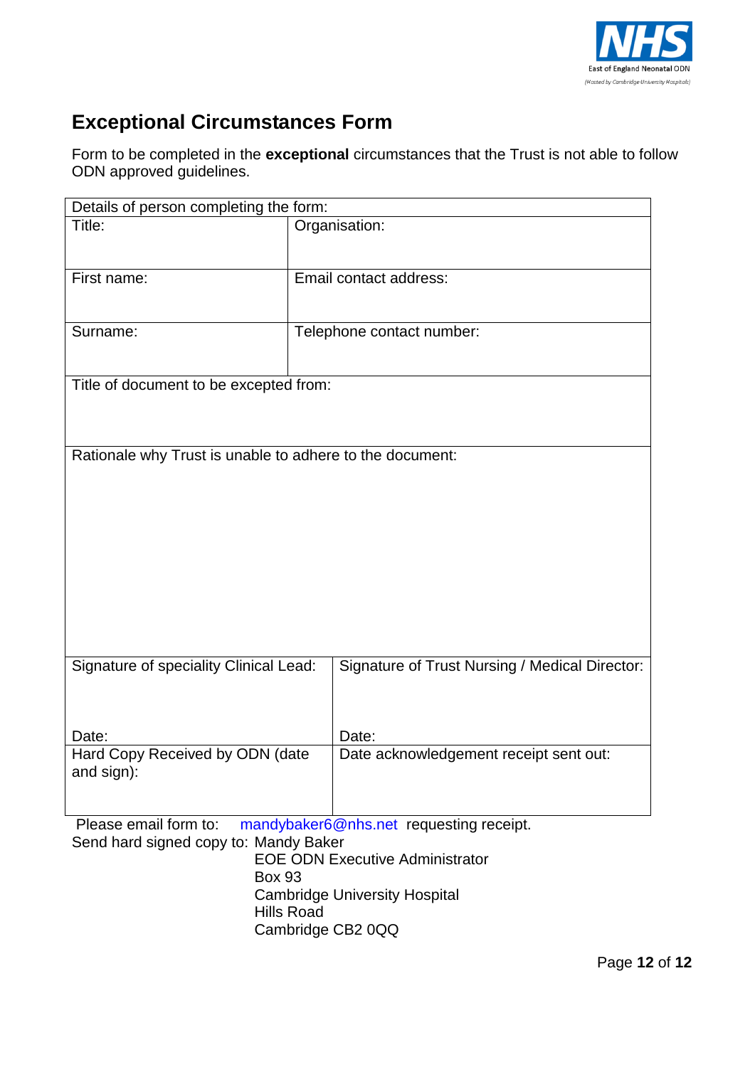NHS
East of England Neonatal ODN
(Hosted by Cambridge University Hospitals)

# Exceptional Circumstances Form

Form to be completed in the **exceptional** circumstances that the Trust is not able to follow ODN approved guidelines.

| Details of person completing the form: | |
|---|---|
| Title: | Organisation: |
| First name: | Email contact address: |
| Surname: | Telephone contact number: |
| Title of document to be excepted from: | |
| Rationale why Trust is unable to adhere to the document: | |
| Signature of speciality Clinical Lead:<br><br>Date: | Signature of Trust Nursing / Medical Director:<br><br>Date: |
| Hard Copy Received by ODN (date and sign): | Date acknowledgement receipt sent out: |

Please email form to: mandybaker6@nhs.net requesting receipt.

Send hard signed copy to: Mandy Baker
EOE ODN Executive Administrator
Box 93
Cambridge University Hospital
Hills Road
Cambridge CB2 0QQ